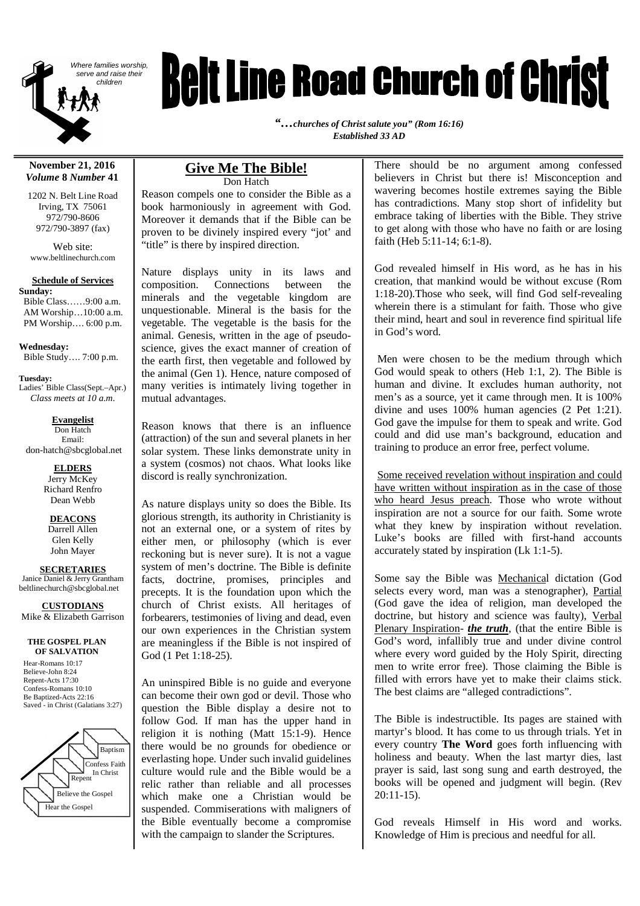# Belt Line Road Church of Christ

*Where families worship, serve and raise their children*

*"…churches of Christ salute you" (Rom 16:16)*
*Established 33 AD*

**November 21, 2016**
***Volume* 8 *Number* 41**

1202 N. Belt Line Road
Irving, TX 75061
972/790-8606
972/790-3897 (fax)

Web site:
www.beltlinechurch.com

**Schedule of Services**

**Sunday:**
Bible Class……9:00 a.m.
AM Worship…10:00 a.m.
PM Worship…. 6:00 p.m.

**Wednesday:**
Bible Study…. 7:00 p.m.

**Tuesday:**
Ladies' Bible Class(Sept.–Apr.)
*Class meets at 10 a.m.*

**Evangelist**
Don Hatch
Email:
don-hatch@sbcglobal.net

**ELDERS**
Jerry McKey
Richard Renfro
Dean Webb

**DEACONS**
Darrell Allen
Glen Kelly
John Mayer

**SECRETARIES**
Janice Daniel & Jerry Grantham
beltlinechurch@sbcglobal.net

**CUSTODIANS**
Mike & Elizabeth Garrison

**THE GOSPEL PLAN OF SALVATION**

Hear-Romans 10:17
Believe-John 8:24
Repent-Acts 17:30
Confess-Romans 10:10
Be Baptized-Acts 22:16
Saved - in Christ (Galatians 3:27)

Hear the Gospel
Believe the Gospel
Repent
Confess Faith In Christ
Baptism

## Give Me The Bible!

Don Hatch

Reason compels one to consider the Bible as a book harmoniously in agreement with God. Moreover it demands that if the Bible can be proven to be divinely inspired every "jot' and "title" is there by inspired direction.

Nature displays unity in its laws and composition. Connections between the minerals and the vegetable kingdom are unquestionable. Mineral is the basis for the vegetable. The vegetable is the basis for the animal. Genesis, written in the age of pseudo-science, gives the exact manner of creation of the earth first, then vegetable and followed by the animal (Gen 1). Hence, nature composed of many verities is intimately living together in mutual advantages.

Reason knows that there is an influence (attraction) of the sun and several planets in her solar system. These links demonstrate unity in a system (cosmos) not chaos. What looks like discord is really synchronization.

As nature displays unity so does the Bible. Its glorious strength, its authority in Christianity is not an external one, or a system of rites by either men, or philosophy (which is ever reckoning but is never sure). It is not a vague system of men's doctrine. The Bible is definite facts, doctrine, promises, principles and precepts. It is the foundation upon which the church of Christ exists. All heritages of forbearers, testimonies of living and dead, even our own experiences in the Christian system are meaningless if the Bible is not inspired of God (1 Pet 1:18-25).

An uninspired Bible is no guide and everyone can become their own god or devil. Those who question the Bible display a desire not to follow God. If man has the upper hand in religion it is nothing (Matt 15:1-9). Hence there would be no grounds for obedience or everlasting hope. Under such invalid guidelines culture would rule and the Bible would be a relic rather than reliable and all processes which make one a Christian would be suspended. Commiserations with maligners of the Bible eventually become a compromise with the campaign to slander the Scriptures.

There should be no argument among confessed believers in Christ but there is! Misconception and wavering becomes hostile extremes saying the Bible has contradictions. Many stop short of infidelity but embrace taking of liberties with the Bible. They strive to get along with those who have no faith or are losing faith (Heb 5:11-14; 6:1-8).

God revealed himself in His word, as he has in his creation, that mankind would be without excuse (Rom 1:18-20).Those who seek, will find God self-revealing wherein there is a stimulant for faith. Those who give their mind, heart and soul in reverence find spiritual life in God's word.

Men were chosen to be the medium through which God would speak to others (Heb 1:1, 2). The Bible is human and divine. It excludes human authority, not men's as a source, yet it came through men. It is 100% divine and uses 100% human agencies (2 Pet 1:21). God gave the impulse for them to speak and write. God could and did use man's background, education and training to produce an error free, perfect volume.

Some received revelation without inspiration and could have written without inspiration as in the case of those who heard Jesus preach. Those who wrote without inspiration are not a source for our faith. Some wrote what they knew by inspiration without revelation. Luke's books are filled with first-hand accounts accurately stated by inspiration (Lk 1:1-5).

Some say the Bible was Mechanical dictation (God selects every word, man was a stenographer), Partial (God gave the idea of religion, man developed the doctrine, but history and science was faulty), Verbal Plenary Inspiration- ***the truth***, (that the entire Bible is God's word, infallibly true and under divine control where every word guided by the Holy Spirit, directing men to write error free). Those claiming the Bible is filled with errors have yet to make their claims stick. The best claims are "alleged contradictions".

The Bible is indestructible. Its pages are stained with martyr's blood. It has come to us through trials. Yet in every country **The Word** goes forth influencing with holiness and beauty. When the last martyr dies, last prayer is said, last song sung and earth destroyed, the books will be opened and judgment will begin. (Rev 20:11-15).

God reveals Himself in His word and works. Knowledge of Him is precious and needful for all.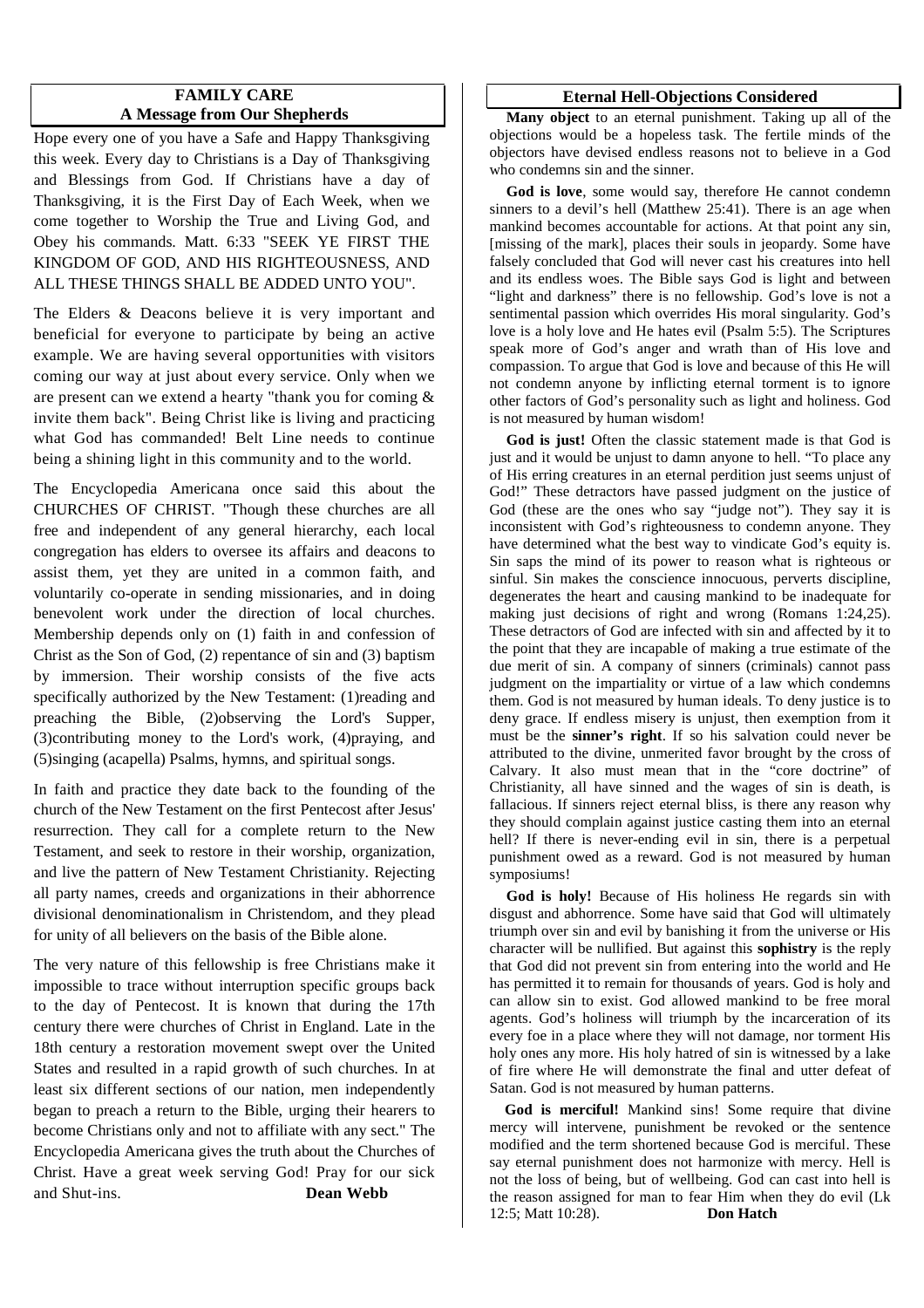## FAMILY CARE
## A Message from Our Shepherds

Hope every one of you have a Safe and Happy Thanksgiving this week. Every day to Christians is a Day of Thanksgiving and Blessings from God. If Christians have a day of Thanksgiving, it is the First Day of Each Week, when we come together to Worship the True and Living God, and Obey his commands. Matt. 6:33 "SEEK YE FIRST THE KINGDOM OF GOD, AND HIS RIGHTEOUSNESS, AND ALL THESE THINGS SHALL BE ADDED UNTO YOU".

The Elders & Deacons believe it is very important and beneficial for everyone to participate by being an active example. We are having several opportunities with visitors coming our way at just about every service. Only when we are present can we extend a hearty "thank you for coming & invite them back". Being Christ like is living and practicing what God has commanded! Belt Line needs to continue being a shining light in this community and to the world.

The Encyclopedia Americana once said this about the CHURCHES OF CHRIST. "Though these churches are all free and independent of any general hierarchy, each local congregation has elders to oversee its affairs and deacons to assist them, yet they are united in a common faith, and voluntarily co-operate in sending missionaries, and in doing benevolent work under the direction of local churches. Membership depends only on (1) faith in and confession of Christ as the Son of God, (2) repentance of sin and (3) baptism by immersion. Their worship consists of the five acts specifically authorized by the New Testament: (1)reading and preaching the Bible, (2)observing the Lord's Supper, (3)contributing money to the Lord's work, (4)praying, and (5)singing (acapella) Psalms, hymns, and spiritual songs.

In faith and practice they date back to the founding of the church of the New Testament on the first Pentecost after Jesus' resurrection. They call for a complete return to the New Testament, and seek to restore in their worship, organization, and live the pattern of New Testament Christianity. Rejecting all party names, creeds and organizations in their abhorrence divisional denominationalism in Christendom, and they plead for unity of all believers on the basis of the Bible alone.

The very nature of this fellowship is free Christians make it impossible to trace without interruption specific groups back to the day of Pentecost. It is known that during the 17th century there were churches of Christ in England. Late in the 18th century a restoration movement swept over the United States and resulted in a rapid growth of such churches. In at least six different sections of our nation, men independently began to preach a return to the Bible, urging their hearers to become Christians only and not to affiliate with any sect." The Encyclopedia Americana gives the truth about the Churches of Christ. Have a great week serving God! Pray for our sick and Shut-ins. **Dean Webb**

## Eternal Hell-Objections Considered

**Many object** to an eternal punishment. Taking up all of the objections would be a hopeless task. The fertile minds of the objectors have devised endless reasons not to believe in a God who condemns sin and the sinner.

**God is love**, some would say, therefore He cannot condemn sinners to a devil's hell (Matthew 25:41). There is an age when mankind becomes accountable for actions. At that point any sin, [missing of the mark], places their souls in jeopardy. Some have falsely concluded that God will never cast his creatures into hell and its endless woes. The Bible says God is light and between "light and darkness" there is no fellowship. God's love is not a sentimental passion which overrides His moral singularity. God's love is a holy love and He hates evil (Psalm 5:5). The Scriptures speak more of God's anger and wrath than of His love and compassion. To argue that God is love and because of this He will not condemn anyone by inflicting eternal torment is to ignore other factors of God's personality such as light and holiness. God is not measured by human wisdom!

**God is just!** Often the classic statement made is that God is just and it would be unjust to damn anyone to hell. "To place any of His erring creatures in an eternal perdition just seems unjust of God!" These detractors have passed judgment on the justice of God (these are the ones who say "judge not"). They say it is inconsistent with God's righteousness to condemn anyone. They have determined what the best way to vindicate God's equity is. Sin saps the mind of its power to reason what is righteous or sinful. Sin makes the conscience innocuous, perverts discipline, degenerates the heart and causing mankind to be inadequate for making just decisions of right and wrong (Romans 1:24,25). These detractors of God are infected with sin and affected by it to the point that they are incapable of making a true estimate of the due merit of sin. A company of sinners (criminals) cannot pass judgment on the impartiality or virtue of a law which condemns them. God is not measured by human ideals. To deny justice is to deny grace. If endless misery is unjust, then exemption from it must be the **sinner's right**. If so his salvation could never be attributed to the divine, unmerited favor brought by the cross of Calvary. It also must mean that in the "core doctrine" of Christianity, all have sinned and the wages of sin is death, is fallacious. If sinners reject eternal bliss, is there any reason why they should complain against justice casting them into an eternal hell? If there is never-ending evil in sin, there is a perpetual punishment owed as a reward. God is not measured by human symposiums!

**God is holy!** Because of His holiness He regards sin with disgust and abhorrence. Some have said that God will ultimately triumph over sin and evil by banishing it from the universe or His character will be nullified. But against this **sophistry** is the reply that God did not prevent sin from entering into the world and He has permitted it to remain for thousands of years. God is holy and can allow sin to exist. God allowed mankind to be free moral agents. God's holiness will triumph by the incarceration of its every foe in a place where they will not damage, nor torment His holy ones any more. His holy hatred of sin is witnessed by a lake of fire where He will demonstrate the final and utter defeat of Satan. God is not measured by human patterns.

**God is merciful!** Mankind sins! Some require that divine mercy will intervene, punishment be revoked or the sentence modified and the term shortened because God is merciful. These say eternal punishment does not harmonize with mercy. Hell is not the loss of being, but of wellbeing. God can cast into hell is the reason assigned for man to fear Him when they do evil (Lk 12:5; Matt 10:28). **Don Hatch**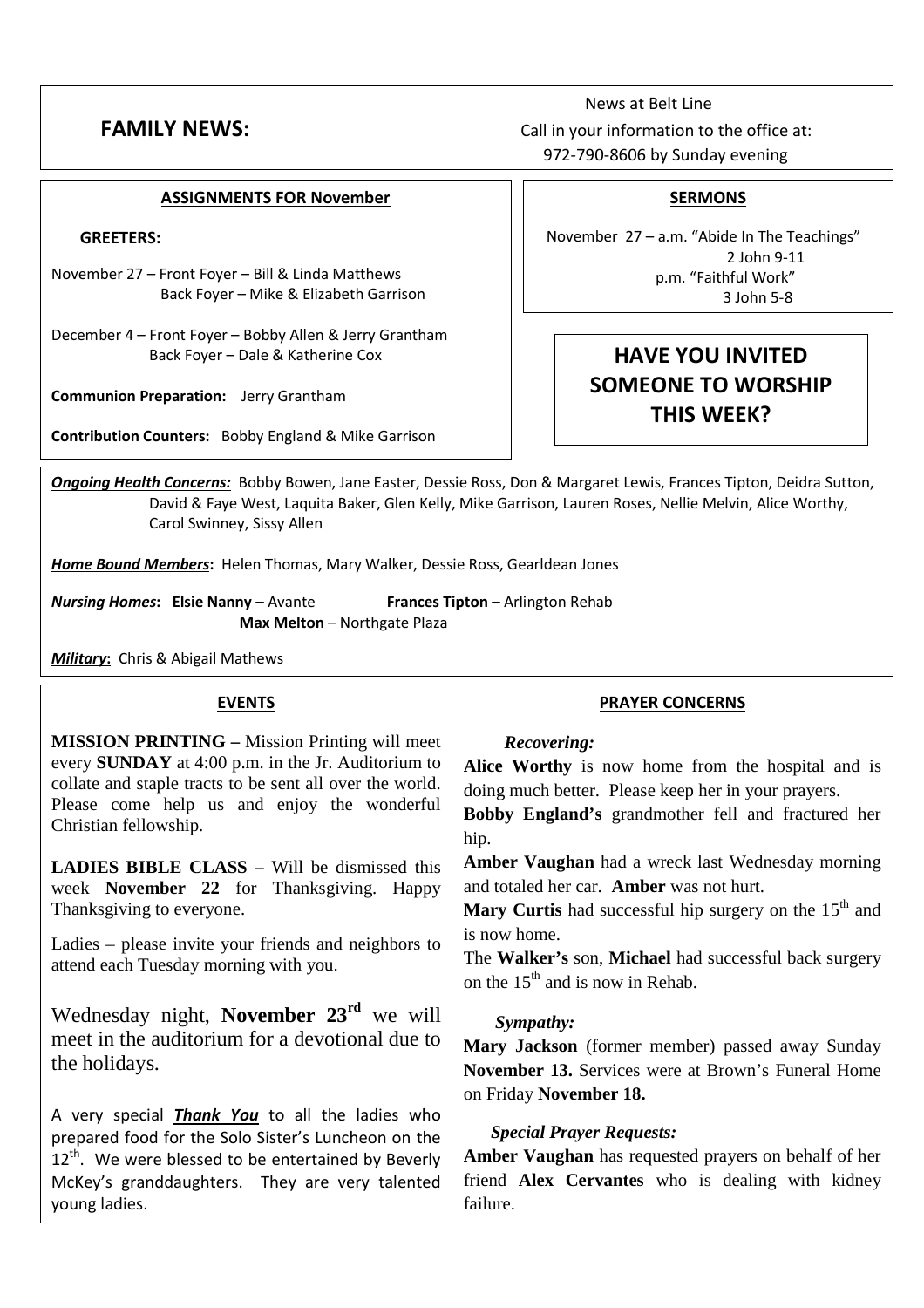# FAMILY NEWS:

News at Belt Line

Call in your information to the office at:

972-790-8606 by Sunday evening

## ASSIGNMENTS FOR November

**GREETERS:**

November 27 – Front Foyer – Bill & Linda Matthews
Back Foyer – Mike & Elizabeth Garrison

December 4 – Front Foyer – Bobby Allen & Jerry Grantham
Back Foyer – Dale & Katherine Cox

**Communion Preparation:** Jerry Grantham

**Contribution Counters:** Bobby England & Mike Garrison

## SERMONS

November 27 – a.m. "Abide In The Teachings"
2 John 9-11
p.m. "Faithful Work"
3 John 5-8

## HAVE YOU INVITED SOMEONE TO WORSHIP THIS WEEK?

***Ongoing Health Concerns:*** Bobby Bowen, Jane Easter, Dessie Ross, Don & Margaret Lewis, Frances Tipton, Deidra Sutton, David & Faye West, Laquita Baker, Glen Kelly, Mike Garrison, Lauren Roses, Nellie Melvin, Alice Worthy, Carol Swinney, Sissy Allen

***Home Bound Members*:** Helen Thomas, Mary Walker, Dessie Ross, Gearldean Jones

***Nursing Homes*:** **Elsie Nanny** – Avante **Frances Tipton** – Arlington Rehab
**Max Melton** – Northgate Plaza

***Military*:** Chris & Abigail Mathews

## EVENTS

**MISSION PRINTING –** Mission Printing will meet every **SUNDAY** at 4:00 p.m. in the Jr. Auditorium to collate and staple tracts to be sent all over the world. Please come help us and enjoy the wonderful Christian fellowship.

**LADIES BIBLE CLASS –** Will be dismissed this week **November 22** for Thanksgiving. Happy Thanksgiving to everyone.

Ladies – please invite your friends and neighbors to attend each Tuesday morning with you.

Wednesday night, **November 23rd** we will meet in the auditorium for a devotional due to the holidays.

A very special ***Thank You*** to all the ladies who prepared food for the Solo Sister's Luncheon on the 12th. We were blessed to be entertained by Beverly McKey's granddaughters. They are very talented young ladies.

## PRAYER CONCERNS

***Recovering:***

**Alice Worthy** is now home from the hospital and is doing much better. Please keep her in your prayers.

**Bobby England's** grandmother fell and fractured her hip.

**Amber Vaughan** had a wreck last Wednesday morning and totaled her car. **Amber** was not hurt.

**Mary Curtis** had successful hip surgery on the 15th and is now home.

The **Walker's** son, **Michael** had successful back surgery on the 15th and is now in Rehab.

***Sympathy:***

**Mary Jackson** (former member) passed away Sunday **November 13.** Services were at Brown's Funeral Home on Friday **November 18.**

***Special Prayer Requests:***

**Amber Vaughan** has requested prayers on behalf of her friend **Alex Cervantes** who is dealing with kidney failure.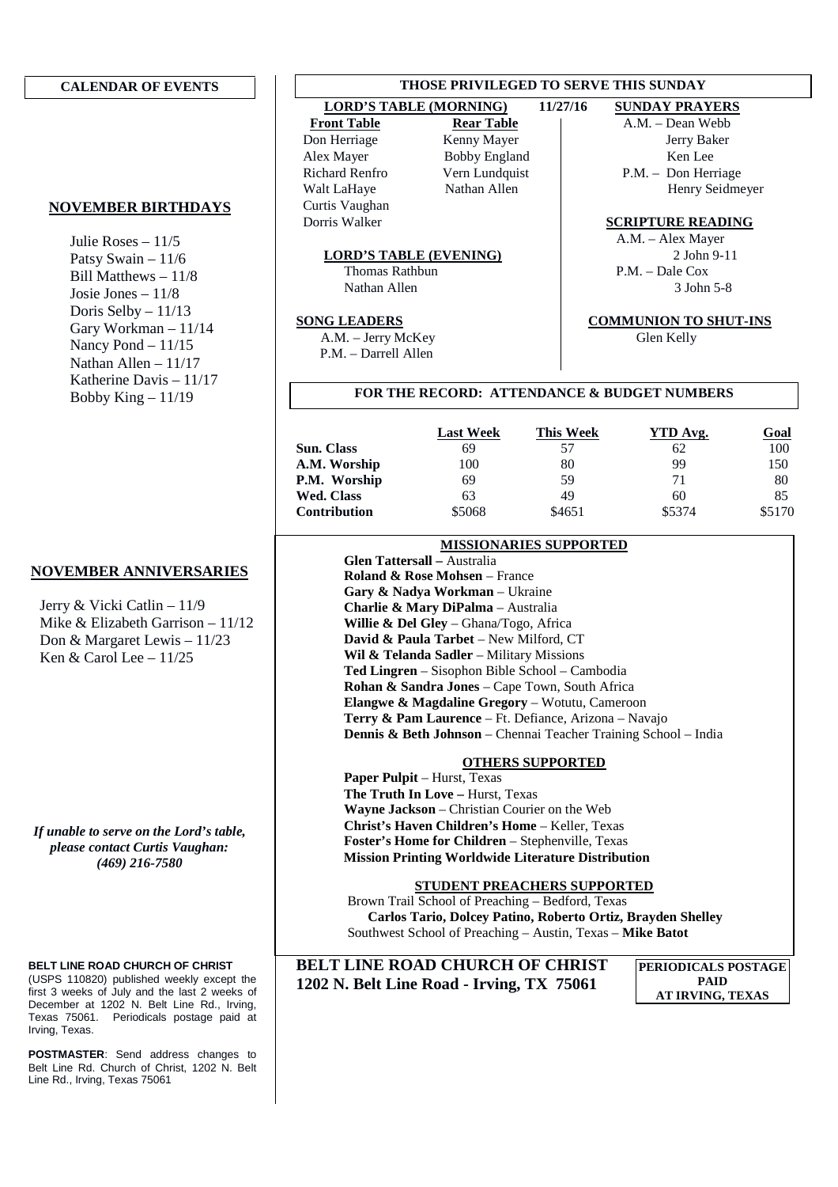### CALENDAR OF EVENTS

### NOVEMBER BIRTHDAYS

Julie Roses – 11/5
Patsy Swain – 11/6
Bill Matthews – 11/8
Josie Jones – 11/8
Doris Selby – 11/13
Gary Workman – 11/14
Nancy Pond – 11/15
Nathan Allen – 11/17
Katherine Davis – 11/17
Bobby King – 11/19

### NOVEMBER ANNIVERSARIES

Jerry & Vicki Catlin – 11/9
Mike & Elizabeth Garrison – 11/12
Don & Margaret Lewis – 11/23
Ken & Carol Lee – 11/25

***If unable to serve on the Lord's table, please contact Curtis Vaughan: (469) 216-7580***

**BELT LINE ROAD CHURCH OF CHRIST**
(USPS 110820) published weekly except the first 3 weeks of July and the last 2 weeks of December at 1202 N. Belt Line Rd., Irving, Texas 75061. Periodicals postage paid at Irving, Texas.

**POSTMASTER**: Send address changes to Belt Line Rd. Church of Christ, 1202 N. Belt Line Rd., Irving, Texas 75061

### THOSE PRIVILEGED TO SERVE THIS SUNDAY

**LORD'S TABLE (MORNING)** 11/27/16

| Front Table | Rear Table |
|---|---|
| Don Herriage | Kenny Mayer |
| Alex Mayer | Bobby England |
| Richard Renfro | Vern Lundquist |
| Walt LaHaye | Nathan Allen |
| Curtis Vaughan | |
| Dorris Walker | |

**LORD'S TABLE (EVENING)**
Thomas Rathbun
Nathan Allen

**SONG LEADERS**
A.M. – Jerry McKey
P.M. – Darrell Allen

**SUNDAY PRAYERS**
A.M. – Dean Webb
Jerry Baker
Ken Lee
P.M. – Don Herriage
Henry Seidmeyer

**SCRIPTURE READING**
A.M. – Alex Mayer
2 John 9-11
P.M. – Dale Cox
3 John 5-8

**COMMUNION TO SHUT-INS**
Glen Kelly

### FOR THE RECORD: ATTENDANCE & BUDGET NUMBERS

| | Last Week | This Week | YTD Avg. | Goal |
|---|---|---|---|---|
| **Sun. Class** | 69 | 57 | 62 | 100 |
| **A.M. Worship** | 100 | 80 | 99 | 150 |
| **P.M. Worship** | 69 | 59 | 71 | 80 |
| **Wed. Class** | 63 | 49 | 60 | 85 |
| **Contribution** | $5068 | $4651 | $5374 | $5170 |

### MISSIONARIES SUPPORTED

**Glen Tattersall –** Australia
**Roland & Rose Mohsen** – France
**Gary & Nadya Workman** – Ukraine
**Charlie & Mary DiPalma** – Australia
**Willie & Del Gley** – Ghana/Togo, Africa
**David & Paula Tarbet** – New Milford, CT
**Wil & Telanda Sadler** – Military Missions
**Ted Lingren** – Sisophon Bible School – Cambodia
**Rohan & Sandra Jones** – Cape Town, South Africa
**Elangwe & Magdaline Gregory** – Wotutu, Cameroon
**Terry & Pam Laurence** – Ft. Defiance, Arizona – Navajo
**Dennis & Beth Johnson** – Chennai Teacher Training School – India

### OTHERS SUPPORTED

**Paper Pulpit** – Hurst, Texas
**The Truth In Love –** Hurst, Texas
**Wayne Jackson** – Christian Courier on the Web
**Christ's Haven Children's Home** – Keller, Texas
**Foster's Home for Children** – Stephenville, Texas
**Mission Printing Worldwide Literature Distribution**

### STUDENT PREACHERS SUPPORTED

Brown Trail School of Preaching – Bedford, Texas
**Carlos Tario, Dolcey Patino, Roberto Ortiz, Brayden Shelley**
Southwest School of Preaching – Austin, Texas – **Mike Batot**

**BELT LINE ROAD CHURCH OF CHRIST**
**1202 N. Belt Line Road - Irving, TX 75061**

**PERIODICALS POSTAGE PAID AT IRVING, TEXAS**